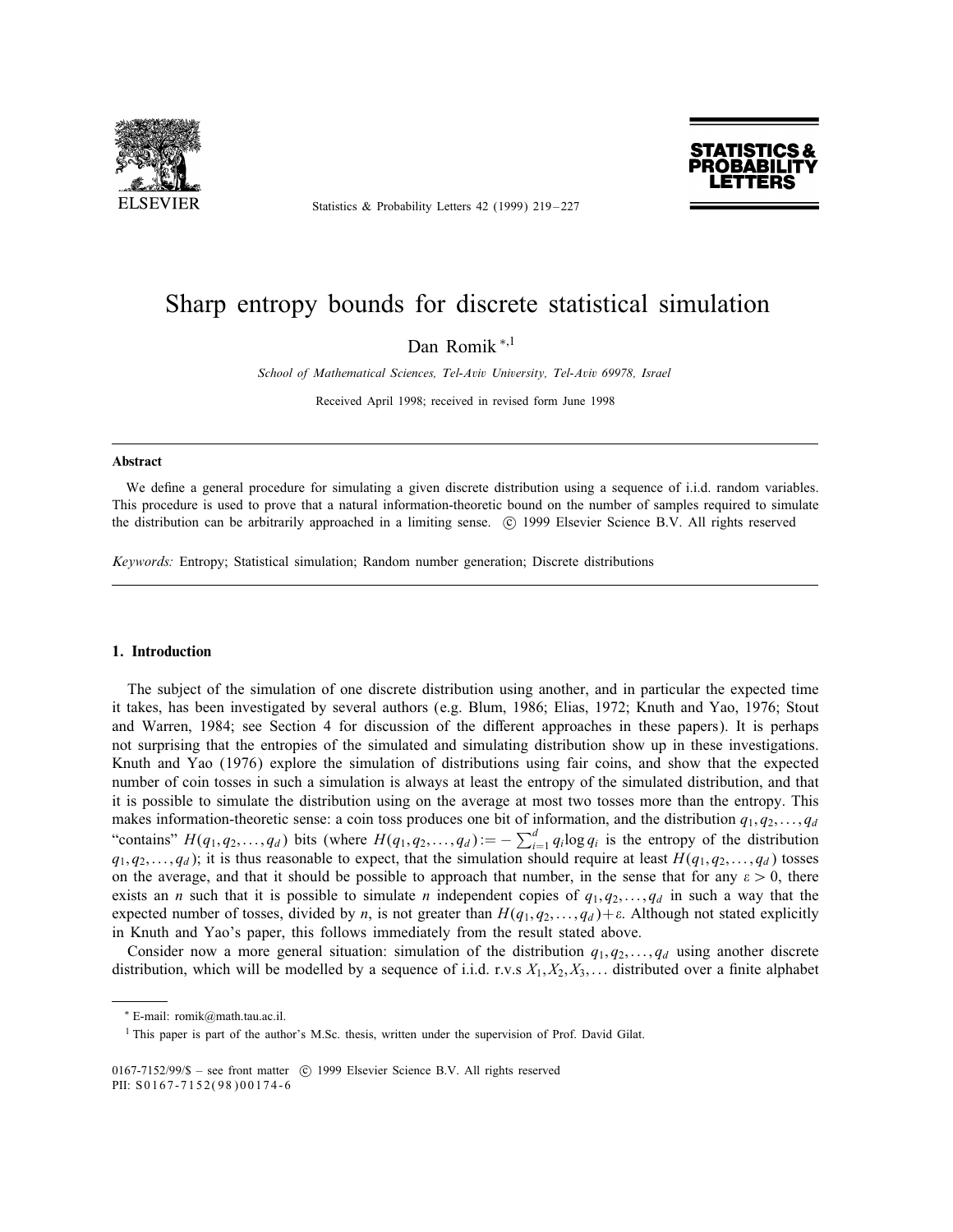# Sharp entropy bounds for discrete statistical simulation

Dan Romik *,[1]

*School of Mathematical Sciences, Tel-Aviv University, Tel-Aviv 69978, Israel*

Received April 1998; received in revised form June 1998

## Abstract

We define a general procedure for simulating a given discrete distribution using a sequence of i.i.d. random variables. This procedure is used to prove that a natural information-theoretic bound on the number of samples required to simulate the distribution can be arbitrarily approached in a limiting sense. © 1999 Elsevier Science B.V. All rights reserved

*Keywords:* Entropy; Statistical simulation; Random number generation; Discrete distributions

## 1. Introduction

The subject of the simulation of one discrete distribution using another, and in particular the expected time it takes, has been investigated by several authors (e.g. Blum, 1986; Elias, 1972; Knuth and Yao, 1976; Stout and Warren, 1984; see Section 4 for discussion of the different approaches in these papers). It is perhaps not surprising that the entropies of the simulated and simulating distribution show up in these investigations. Knuth and Yao (1976) explore the simulation of distributions using fair coins, and show that the expected number of coin tosses in such a simulation is always at least the entropy of the simulated distribution, and that it is possible to simulate the distribution using on the average at most two tosses more than the entropy. This makes information-theoretic sense: a coin toss produces one bit of information, and the distribution $q_1, q_2, \ldots, q_d$ "contains" $H(q_1, q_2, \ldots, q_d)$ bits (where $H(q_1, q_2, \ldots, q_d) := -\sum_{i=1}^{d} q_i \log q_i$ is the entropy of the distribution $q_1, q_2, \ldots, q_d$); it is thus reasonable to expect, that the simulation should require at least $H(q_1, q_2, \ldots, q_d)$ tosses on the average, and that it should be possible to approach that number, in the sense that for any $\varepsilon > 0$, there exists an $n$ such that it is possible to simulate $n$ independent copies of $q_1, q_2, \ldots, q_d$ in such a way that the expected number of tosses, divided by $n$, is not greater than $H(q_1, q_2, \ldots, q_d) + \varepsilon$. Although not stated explicitly in Knuth and Yao's paper, this follows immediately from the result stated above.

Consider now a more general situation: simulation of the distribution $q_1, q_2, \ldots, q_d$ using another discrete distribution, which will be modelled by a sequence of i.i.d. r.v.s $X_1, X_2, X_3, \ldots$ distributed over a finite alphabet

\* E-mail: romik@math.tau.ac.il.

[1] This paper is part of the author's M.Sc. thesis, written under the supervision of Prof. David Gilat.

0167-7152/99/$ – see front matter © 1999 Elsevier Science B.V. All rights reserved
PII: S0167-7152(98)00174-6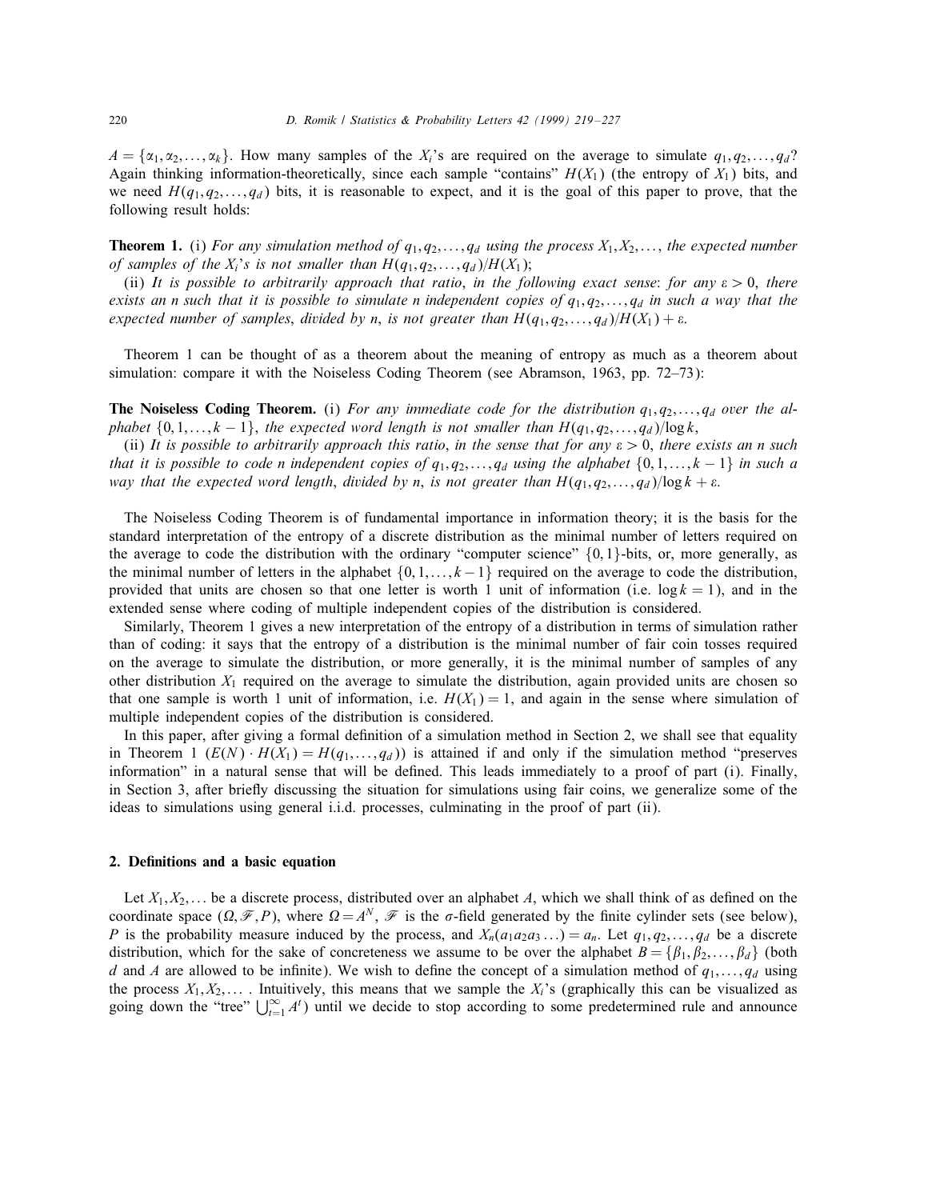$A = \{\alpha_1, \alpha_2, \ldots, \alpha_k\}$. How many samples of the $X_i$'s are required on the average to simulate $q_1, q_2, \ldots, q_d$? Again thinking information-theoretically, since each sample "contains" $H(X_1)$ (the entropy of $X_1$) bits, and we need $H(q_1, q_2, \ldots, q_d)$ bits, it is reasonable to expect, and it is the goal of this paper to prove, that the following result holds:

**Theorem 1.** (i) *For any simulation method of $q_1, q_2, \ldots, q_d$ using the process $X_1, X_2, \ldots$, the expected number of samples of the $X_i$'s is not smaller than $H(q_1, q_2, \ldots, q_d)/H(X_1)$;*

(ii) *It is possible to arbitrarily approach that ratio, in the following exact sense: for any $\varepsilon > 0$, there exists an $n$ such that it is possible to simulate $n$ independent copies of $q_1, q_2, \ldots, q_d$ in such a way that the expected number of samples, divided by $n$, is not greater than $H(q_1, q_2, \ldots, q_d)/H(X_1) + \varepsilon$.*

Theorem 1 can be thought of as a theorem about the meaning of entropy as much as a theorem about simulation: compare it with the Noiseless Coding Theorem (see Abramson, 1963, pp. 72–73):

**The Noiseless Coding Theorem.** (i) *For any immediate code for the distribution $q_1, q_2, \ldots, q_d$ over the alphabet $\{0, 1, \ldots, k-1\}$, the expected word length is not smaller than $H(q_1, q_2, \ldots, q_d)/\log k$,*

(ii) *It is possible to arbitrarily approach this ratio, in the sense that for any $\varepsilon > 0$, there exists an $n$ such that it is possible to code $n$ independent copies of $q_1, q_2, \ldots, q_d$ using the alphabet $\{0, 1, \ldots, k-1\}$ in such a way that the expected word length, divided by $n$, is not greater than $H(q_1, q_2, \ldots, q_d)/\log k + \varepsilon$.*

The Noiseless Coding Theorem is of fundamental importance in information theory; it is the basis for the standard interpretation of the entropy of a discrete distribution as the minimal number of letters required on the average to code the distribution with the ordinary "computer science" $\{0,1\}$-bits, or, more generally, as the minimal number of letters in the alphabet $\{0, 1, \ldots, k-1\}$ required on the average to code the distribution, provided that units are chosen so that one letter is worth 1 unit of information (i.e. $\log k = 1$), and in the extended sense where coding of multiple independent copies of the distribution is considered.

Similarly, Theorem 1 gives a new interpretation of the entropy of a distribution in terms of simulation rather than of coding: it says that the entropy of a distribution is the minimal number of fair coin tosses required on the average to simulate the distribution, or more generally, it is the minimal number of samples of any other distribution $X_1$ required on the average to simulate the distribution, again provided units are chosen so that one sample is worth 1 unit of information, i.e. $H(X_1) = 1$, and again in the sense where simulation of multiple independent copies of the distribution is considered.

In this paper, after giving a formal definition of a simulation method in Section 2, we shall see that equality in Theorem 1 ($E(N) \cdot H(X_1) = H(q_1, \ldots, q_d)$) is attained if and only if the simulation method "preserves information" in a natural sense that will be defined. This leads immediately to a proof of part (i). Finally, in Section 3, after briefly discussing the situation for simulations using fair coins, we generalize some of the ideas to simulations using general i.i.d. processes, culminating in the proof of part (ii).

## 2. Definitions and a basic equation

Let $X_1, X_2, \ldots$ be a discrete process, distributed over an alphabet $A$, which we shall think of as defined on the coordinate space $(\Omega, \mathscr{F}, P)$, where $\Omega = A^N$, $\mathscr{F}$ is the $\sigma$-field generated by the finite cylinder sets (see below), $P$ is the probability measure induced by the process, and $X_n(a_1 a_2 a_3 \ldots) = a_n$. Let $q_1, q_2, \ldots, q_d$ be a discrete distribution, which for the sake of concreteness we assume to be over the alphabet $B = \{\beta_1, \beta_2, \ldots, \beta_d\}$ (both $d$ and $A$ are allowed to be infinite). We wish to define the concept of a simulation method of $q_1, \ldots, q_d$ using the process $X_1, X_2, \ldots$. Intuitively, this means that we sample the $X_i$'s (graphically this can be visualized as going down the "tree" $\bigcup_{t=1}^{\infty} A^t$) until we decide to stop according to some predetermined rule and announce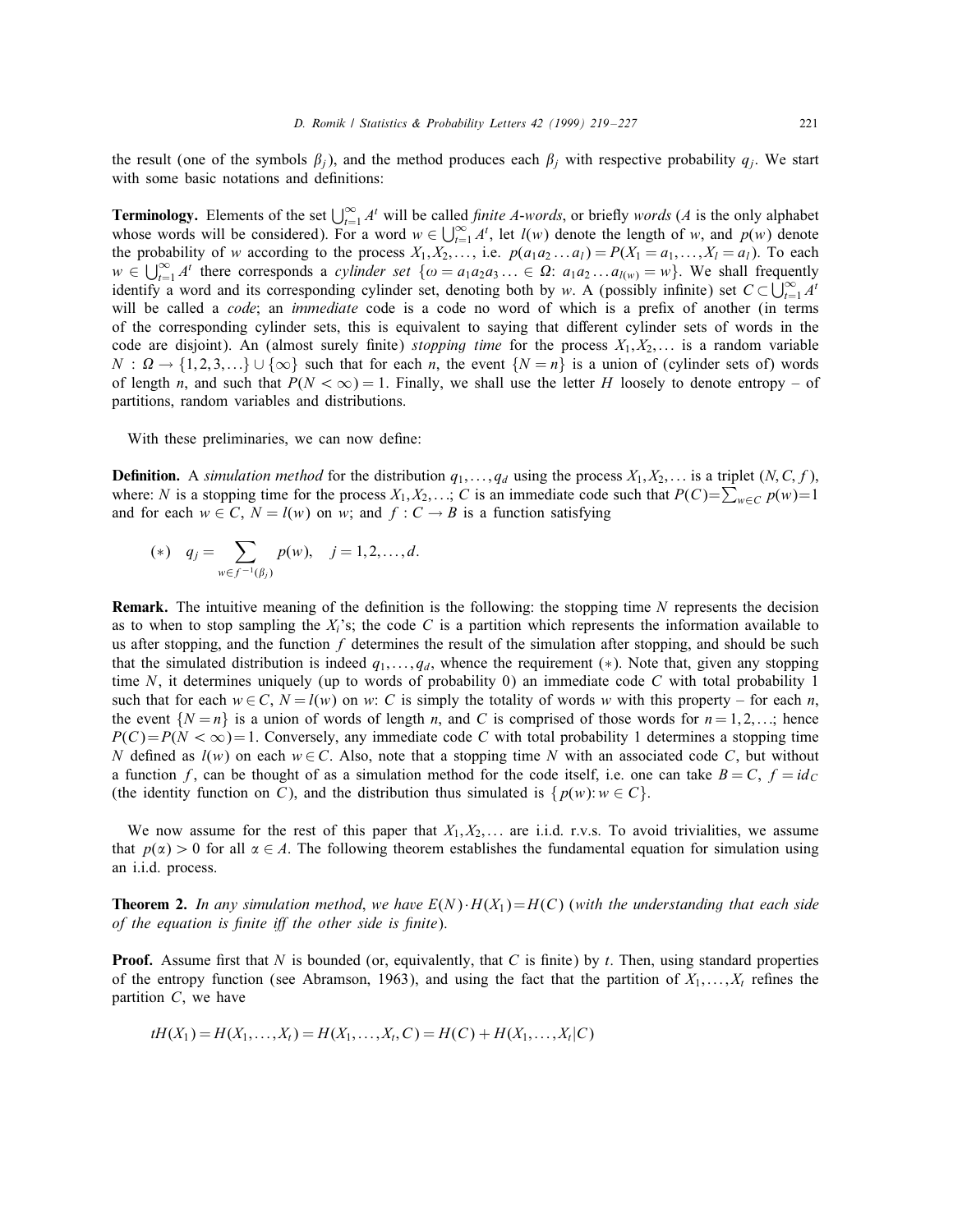the result (one of the symbols $\beta_j$), and the method produces each $\beta_j$ with respective probability $q_j$. We start with some basic notations and definitions:

**Terminology.** Elements of the set $\bigcup_{t=1}^{\infty} A^t$ will be called *finite A-words*, or briefly *words* ($A$ is the only alphabet whose words will be considered). For a word $w \in \bigcup_{t=1}^{\infty} A^t$, let $l(w)$ denote the length of $w$, and $p(w)$ denote the probability of $w$ according to the process $X_1, X_2, \ldots$, i.e. $p(a_1 a_2 \ldots a_l) = P(X_1 = a_1, \ldots, X_l = a_l)$. To each $w \in \bigcup_{t=1}^{\infty} A^t$ there corresponds a *cylinder set* $\{\omega = a_1 a_2 a_3 \ldots \in \Omega\colon a_1 a_2 \ldots a_{l(w)} = w\}$. We shall frequently identify a word and its corresponding cylinder set, denoting both by $w$. A (possibly infinite) set $C \subset \bigcup_{t=1}^{\infty} A^t$ will be called a *code*; an *immediate* code is a code no word of which is a prefix of another (in terms of the corresponding cylinder sets, this is equivalent to saying that different cylinder sets of words in the code are disjoint). An (almost surely finite) *stopping time* for the process $X_1, X_2, \ldots$ is a random variable $N : \Omega \to \{1, 2, 3, \ldots\} \cup \{\infty\}$ such that for each $n$, the event $\{N = n\}$ is a union of (cylinder sets of) words of length $n$, and such that $P(N < \infty) = 1$. Finally, we shall use the letter $H$ loosely to denote entropy – of partitions, random variables and distributions.

With these preliminaries, we can now define:

**Definition.** A *simulation method* for the distribution $q_1, \ldots, q_d$ using the process $X_1, X_2, \ldots$ is a triplet $(N, C, f)$, where: $N$ is a stopping time for the process $X_1, X_2, \ldots$; $C$ is an immediate code such that $P(C) = \sum_{w \in C} p(w) = 1$ and for each $w \in C$, $N = l(w)$ on $w$; and $f : C \to B$ is a function satisfying

$$(*) \quad q_j = \sum_{w \in f^{-1}(\beta_j)} p(w), \quad j = 1, 2, \ldots, d.$$

**Remark.** The intuitive meaning of the definition is the following: the stopping time $N$ represents the decision as to when to stop sampling the $X_i$'s; the code $C$ is a partition which represents the information available to us after stopping, and the function $f$ determines the result of the simulation after stopping, and should be such that the simulated distribution is indeed $q_1, \ldots, q_d$, whence the requirement $(*)$. Note that, given any stopping time $N$, it determines uniquely (up to words of probability 0) an immediate code $C$ with total probability 1 such that for each $w \in C$, $N = l(w)$ on $w$: $C$ is simply the totality of words $w$ with this property – for each $n$, the event $\{N = n\}$ is a union of words of length $n$, and $C$ is comprised of those words for $n = 1, 2, \ldots$; hence $P(C) = P(N < \infty) = 1$. Conversely, any immediate code $C$ with total probability 1 determines a stopping time $N$ defined as $l(w)$ on each $w \in C$. Also, note that a stopping time $N$ with an associated code $C$, but without a function $f$, can be thought of as a simulation method for the code itself, i.e. one can take $B = C$, $f = id_C$ (the identity function on $C$), and the distribution thus simulated is $\{p(w)\colon w \in C\}$.

We now assume for the rest of this paper that $X_1, X_2, \ldots$ are i.i.d. r.v.s. To avoid trivialities, we assume that $p(\alpha) > 0$ for all $\alpha \in A$. The following theorem establishes the fundamental equation for simulation using an i.i.d. process.

**Theorem 2.** *In any simulation method, we have $E(N) \cdot H(X_1) = H(C)$ (with the understanding that each side of the equation is finite iff the other side is finite).*

**Proof.** Assume first that $N$ is bounded (or, equivalently, that $C$ is finite) by $t$. Then, using standard properties of the entropy function (see Abramson, 1963), and using the fact that the partition of $X_1, \ldots, X_t$ refines the partition $C$, we have

$$tH(X_1) = H(X_1, \ldots, X_t) = H(X_1, \ldots, X_t, C) = H(C) + H(X_1, \ldots, X_t | C)$$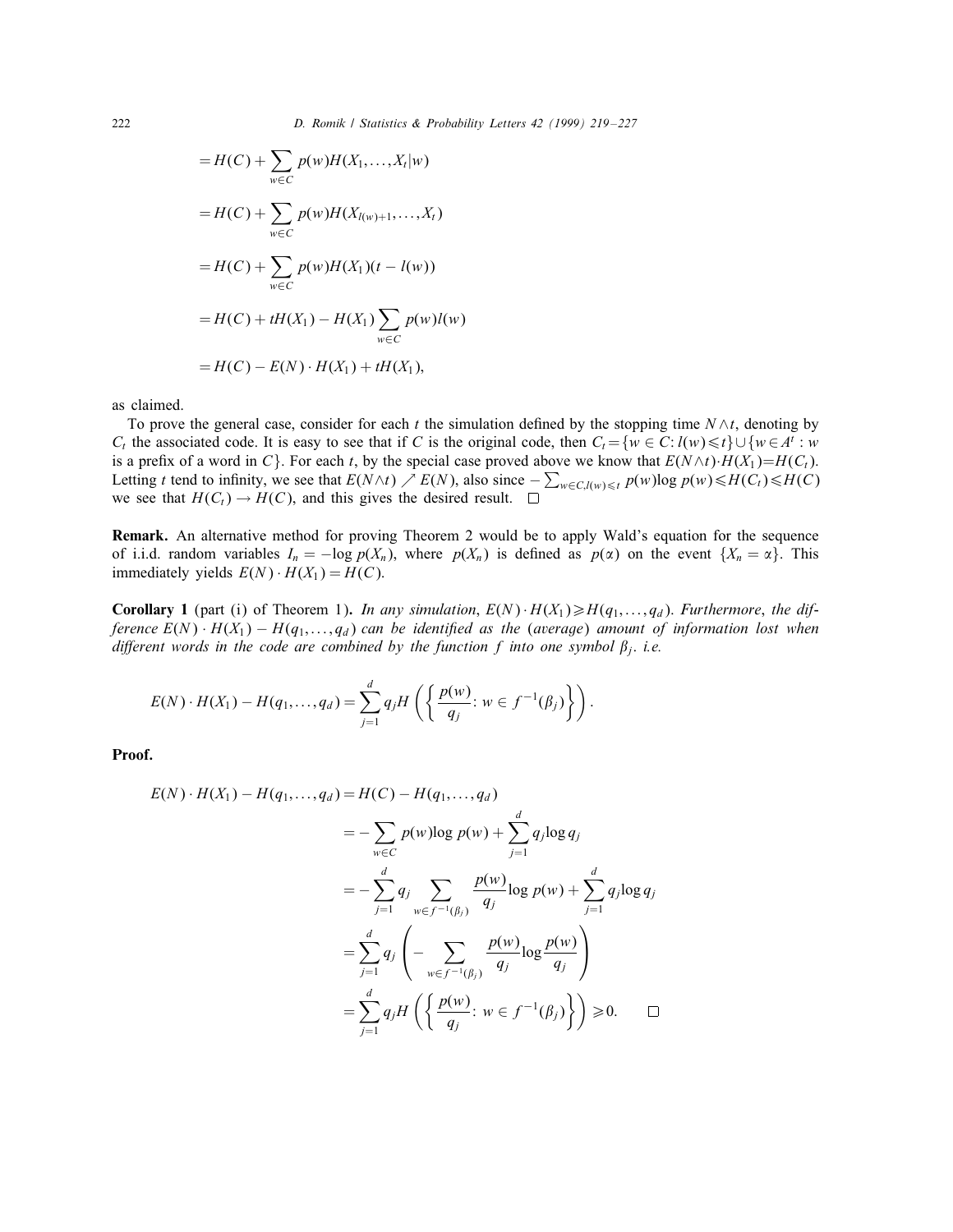$$
\begin{aligned}
&= H(C) + \sum_{w \in C} p(w) H(X_1, \ldots, X_t | w) \\
&= H(C) + \sum_{w \in C} p(w) H(X_{l(w)+1}, \ldots, X_t) \\
&= H(C) + \sum_{w \in C} p(w) H(X_1)(t - l(w)) \\
&= H(C) + tH(X_1) - H(X_1) \sum_{w \in C} p(w) l(w) \\
&= H(C) - E(N) \cdot H(X_1) + tH(X_1),
\end{aligned}
$$

as claimed.

To prove the general case, consider for each $t$ the simulation defined by the stopping time $N \wedge t$, denoting by $C_t$ the associated code. It is easy to see that if $C$ is the original code, then $C_t = \{w \in C : l(w) \leqslant t\} \cup \{w \in A^t : w$ is a prefix of a word in $C\}$. For each $t$, by the special case proved above we know that $E(N \wedge t) \cdot H(X_1) = H(C_t)$. Letting $t$ tend to infinity, we see that $E(N \wedge t) \nearrow E(N)$, also since $-\sum_{w \in C, l(w) \leqslant t} p(w) \log p(w) \leqslant H(C_t) \leqslant H(C)$ we see that $H(C_t) \to H(C)$, and this gives the desired result. $\square$

**Remark.** An alternative method for proving Theorem 2 would be to apply Wald's equation for the sequence of i.i.d. random variables $I_n = -\log p(X_n)$, where $p(X_n)$ is defined as $p(\alpha)$ on the event $\{X_n = \alpha\}$. This immediately yields $E(N) \cdot H(X_1) = H(C)$.

**Corollary 1** (part (i) of Theorem 1). *In any simulation, $E(N) \cdot H(X_1) \geqslant H(q_1, \ldots, q_d)$. Furthermore, the difference $E(N) \cdot H(X_1) - H(q_1, \ldots, q_d)$ can be identified as the (average) amount of information lost when different words in the code are combined by the function $f$ into one symbol $\beta_j$. i.e.*

$$
E(N) \cdot H(X_1) - H(q_1, \ldots, q_d) = \sum_{j=1}^{d} q_j H\left( \left\{ \frac{p(w)}{q_j} : w \in f^{-1}(\beta_j) \right\} \right).
$$

**Proof.**

$$
\begin{aligned}
E(N) \cdot H(X_1) - H(q_1, \ldots, q_d) &= H(C) - H(q_1, \ldots, q_d) \\
&= -\sum_{w \in C} p(w) \log p(w) + \sum_{j=1}^{d} q_j \log q_j \\
&= -\sum_{j=1}^{d} q_j \sum_{w \in f^{-1}(\beta_j)} \frac{p(w)}{q_j} \log p(w) + \sum_{j=1}^{d} q_j \log q_j \\
&= \sum_{j=1}^{d} q_j \left( -\sum_{w \in f^{-1}(\beta_j)} \frac{p(w)}{q_j} \log \frac{p(w)}{q_j} \right) \\
&= \sum_{j=1}^{d} q_j H\left( \left\{ \frac{p(w)}{q_j} : w \in f^{-1}(\beta_j) \right\} \right) \geqslant 0. \qquad \square
\end{aligned}
$$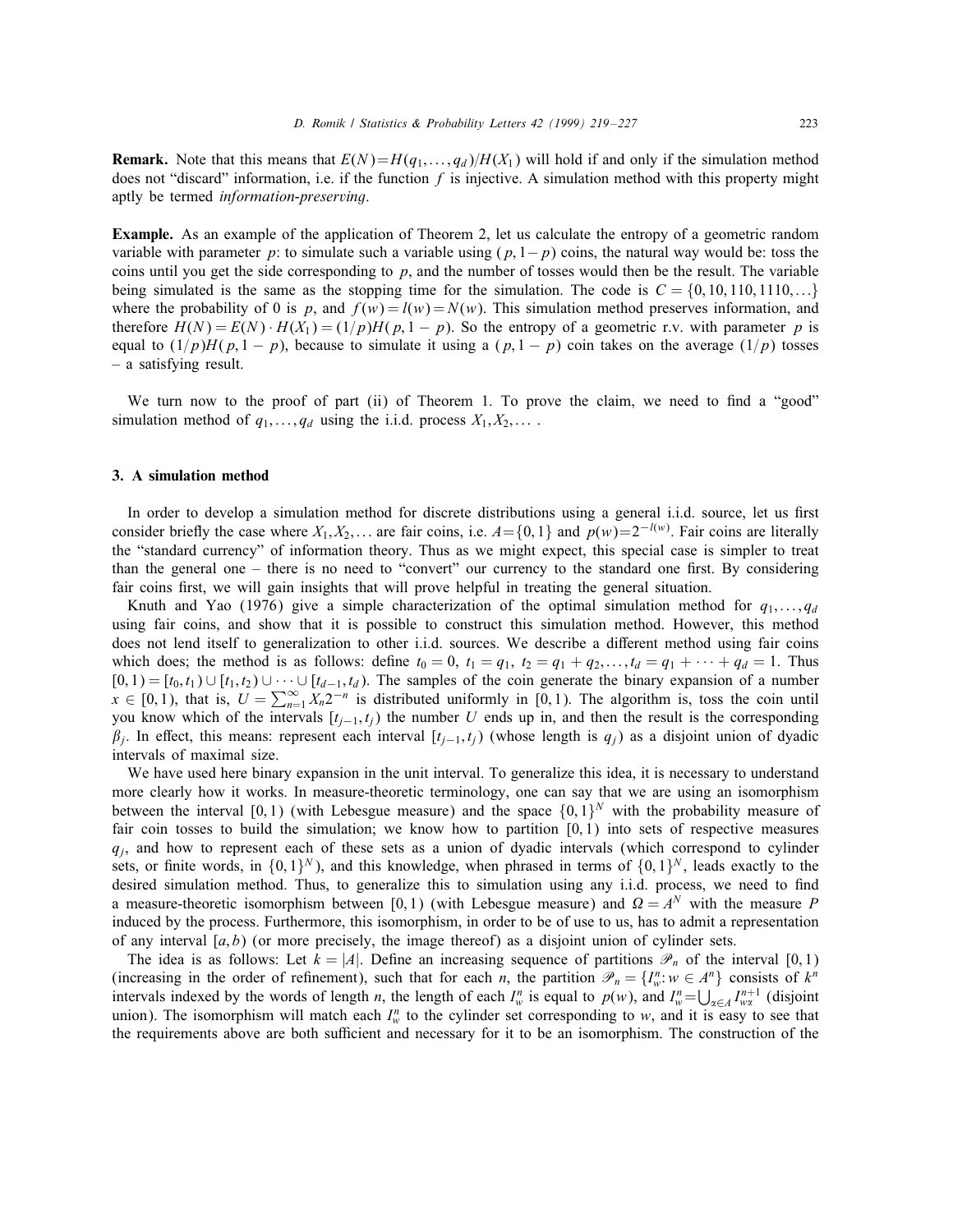**Remark.** Note that this means that $E(N)=H(q_1,\ldots,q_d)/H(X_1)$ will hold if and only if the simulation method does not "discard" information, i.e. if the function $f$ is injective. A simulation method with this property might aptly be termed *information-preserving*.

**Example.** As an example of the application of Theorem 2, let us calculate the entropy of a geometric random variable with parameter $p$: to simulate such a variable using $(p,1-p)$ coins, the natural way would be: toss the coins until you get the side corresponding to $p$, and the number of tosses would then be the result. The variable being simulated is the same as the stopping time for the simulation. The code is $C=\{0,10,110,1110,\ldots\}$ where the probability of 0 is $p$, and $f(w)=l(w)=N(w)$. This simulation method preserves information, and therefore $H(N)=E(N)\cdot H(X_1)=(1/p)H(p,1-p)$. So the entropy of a geometric r.v. with parameter $p$ is equal to $(1/p)H(p,1-p)$, because to simulate it using a $(p,1-p)$ coin takes on the average $(1/p)$ tosses – a satisfying result.

We turn now to the proof of part (ii) of Theorem 1. To prove the claim, we need to find a "good" simulation method of $q_1,\ldots,q_d$ using the i.i.d. process $X_1,X_2,\ldots$ .

## 3. A simulation method

In order to develop a simulation method for discrete distributions using a general i.i.d. source, let us first consider briefly the case where $X_1,X_2,\ldots$ are fair coins, i.e. $A=\{0,1\}$ and $p(w)=2^{-l(w)}$. Fair coins are literally the "standard currency" of information theory. Thus as we might expect, this special case is simpler to treat than the general one – there is no need to "convert" our currency to the standard one first. By considering fair coins first, we will gain insights that will prove helpful in treating the general situation.

Knuth and Yao (1976) give a simple characterization of the optimal simulation method for $q_1,\ldots,q_d$ using fair coins, and show that it is possible to construct this simulation method. However, this method does not lend itself to generalization to other i.i.d. sources. We describe a different method using fair coins which does; the method is as follows: define $t_0=0$, $t_1=q_1$, $t_2=q_1+q_2,\ldots,t_d=q_1+\cdots+q_d=1$. Thus $[0,1)=[t_0,t_1)\cup[t_1,t_2)\cup\cdots\cup[t_{d-1},t_d)$. The samples of the coin generate the binary expansion of a number $x\in[0,1)$, that is, $U=\sum_{n=1}^{\infty}X_n2^{-n}$ is distributed uniformly in $[0,1)$. The algorithm is, toss the coin until you know which of the intervals $[t_{j-1},t_j)$ the number $U$ ends up in, and then the result is the corresponding $\beta_j$. In effect, this means: represent each interval $[t_{j-1},t_j)$ (whose length is $q_j$) as a disjoint union of dyadic intervals of maximal size.

We have used here binary expansion in the unit interval. To generalize this idea, it is necessary to understand more clearly how it works. In measure-theoretic terminology, one can say that we are using an isomorphism between the interval $[0,1)$ (with Lebesgue measure) and the space $\{0,1\}^N$ with the probability measure of fair coin tosses to build the simulation; we know how to partition $[0,1)$ into sets of respective measures $q_j$, and how to represent each of these sets as a union of dyadic intervals (which correspond to cylinder sets, or finite words, in $\{0,1\}^N$), and this knowledge, when phrased in terms of $\{0,1\}^N$, leads exactly to the desired simulation method. Thus, to generalize this to simulation using any i.i.d. process, we need to find a measure-theoretic isomorphism between $[0,1)$ (with Lebesgue measure) and $\Omega=A^N$ with the measure $P$ induced by the process. Furthermore, this isomorphism, in order to be of use to us, has to admit a representation of any interval $[a,b)$ (or more precisely, the image thereof) as a disjoint union of cylinder sets.

The idea is as follows: Let $k=|A|$. Define an increasing sequence of partitions $\mathscr{P}_n$ of the interval $[0,1)$ (increasing in the order of refinement), such that for each $n$, the partition $\mathscr{P}_n=\{I_w^n: w\in A^n\}$ consists of $k^n$ intervals indexed by the words of length $n$, the length of each $I_w^n$ is equal to $p(w)$, and $I_w^n=\bigcup_{\alpha\in A}I_{w\alpha}^{n+1}$ (disjoint union). The isomorphism will match each $I_w^n$ to the cylinder set corresponding to $w$, and it is easy to see that the requirements above are both sufficient and necessary for it to be an isomorphism. The construction of the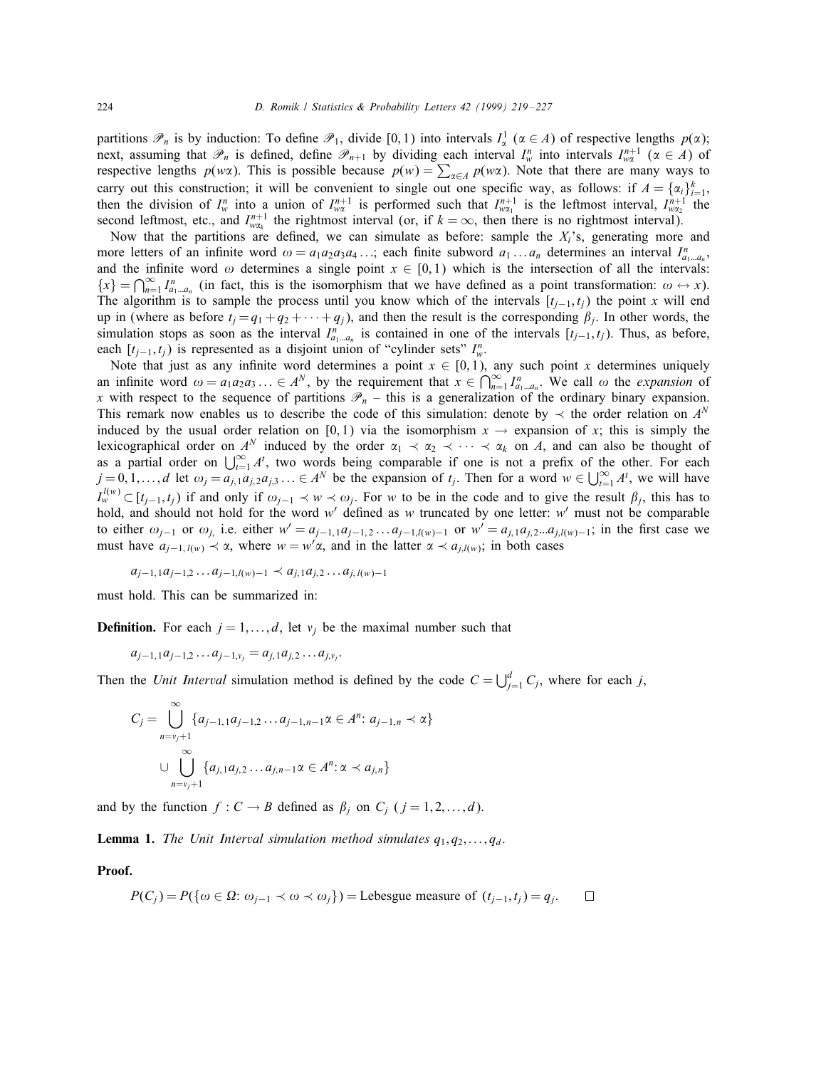partitions $\mathscr{P}_n$ is by induction: To define $\mathscr{P}_1$, divide $[0,1)$ into intervals $I^1_\alpha$ ($\alpha \in A$) of respective lengths $p(\alpha)$; next, assuming that $\mathscr{P}_n$ is defined, define $\mathscr{P}_{n+1}$ by dividing each interval $I^n_w$ into intervals $I^{n+1}_{w\alpha}$ ($\alpha \in A$) of respective lengths $p(w\alpha)$. This is possible because $p(w) = \sum_{\alpha\in A} p(w\alpha)$. Note that there are many ways to carry out this construction; it will be convenient to single out one specific way, as follows: if $A = \{\alpha_i\}_{i=1}^k$, then the division of $I^n_w$ into a union of $I^{n+1}_{w\alpha}$ is performed such that $I^{n+1}_{w\alpha_1}$ is the leftmost interval, $I^{n+1}_{w\alpha_2}$ the second leftmost, etc., and $I^{n+1}_{w\alpha_k}$ the rightmost interval (or, if $k = \infty$, then there is no rightmost interval).

Now that the partitions are defined, we can simulate as before: sample the $X_i$'s, generating more and more letters of an infinite word $\omega = a_1a_2a_3a_4\ldots$; each finite subword $a_1\ldots a_n$ determines an interval $I^n_{a_1\ldots a_n}$, and the infinite word $\omega$ determines a single point $x \in [0,1)$ which is the intersection of all the intervals: $\{x\} = \bigcap_{n=1}^\infty I^n_{a_1\ldots a_n}$ (in fact, this is the isomorphism that we have defined as a point transformation: $\omega \leftrightarrow x$). The algorithm is to sample the process until you know which of the intervals $[t_{j-1}, t_j)$ the point $x$ will end up in (where as before $t_j = q_1 + q_2 + \cdots + q_j$), and then the result is the corresponding $\beta_j$. In other words, the simulation stops as soon as the interval $I^n_{a_1\ldots a_n}$ is contained in one of the intervals $[t_{j-1}, t_j)$. Thus, as before, each $[t_{j-1}, t_j)$ is represented as a disjoint union of "cylinder sets" $I^n_w$.

Note that just as any infinite word determines a point $x \in [0,1)$, any such point $x$ determines uniquely an infinite word $\omega = a_1a_2a_3\ldots \in A^N$, by the requirement that $x \in \bigcap_{n=1}^\infty I^n_{a_1\ldots a_n}$. We call $\omega$ the *expansion* of $x$ with respect to the sequence of partitions $\mathscr{P}_n$ – this is a generalization of the ordinary binary expansion. This remark now enables us to describe the code of this simulation: denote by $\prec$ the order relation on $A^N$ induced by the usual order relation on $[0,1)$ via the isomorphism $x \to$ expansion of $x$; this is simply the lexicographical order on $A^N$ induced by the order $\alpha_1 \prec \alpha_2 \prec \cdots \prec \alpha_k$ on $A$, and can also be thought of as a partial order on $\bigcup_{t=1}^\infty A^t$, two words being comparable if one is not a prefix of the other. For each $j = 0,1,\ldots,d$ let $\omega_j = a_{j,1}a_{j,2}a_{j,3}\ldots \in A^N$ be the expansion of $t_j$. Then for a word $w \in \bigcup_{t=1}^\infty A^t$, we will have $I^{l(w)}_w \subset [t_{j-1}, t_j)$ if and only if $\omega_{j-1} \prec w \prec \omega_j$. For $w$ to be in the code and to give the result $\beta_j$, this has to hold, and should not hold for the word $w'$ defined as $w$ truncated by one letter: $w'$ must not be comparable to either $\omega_{j-1}$ or $\omega_j$, i.e. either $w' = a_{j-1,1}a_{j-1,2}\ldots a_{j-1,l(w)-1}$ or $w' = a_{j,1}a_{j,2}\ldots a_{j,l(w)-1}$; in the first case we must have $a_{j-1,l(w)} \prec \alpha$, where $w = w'\alpha$, and in the latter $\alpha \prec a_{j,l(w)}$; in both cases

$$a_{j-1,1}a_{j-1,2}\ldots a_{j-1,l(w)-1} \prec a_{j,1}a_{j,2}\ldots a_{j,l(w)-1}$$

must hold. This can be summarized in:

**Definition.** For each $j = 1,\ldots,d$, let $v_j$ be the maximal number such that

$$a_{j-1,1}a_{j-1,2}\ldots a_{j-1,v_j} = a_{j,1}a_{j,2}\ldots a_{j,v_j}.$$

Then the *Unit Interval* simulation method is defined by the code $C = \bigcup_{j=1}^d C_j$, where for each $j$,

$$C_j = \bigcup_{n=v_j+1}^\infty \{a_{j-1,1}a_{j-1,2}\ldots a_{j-1,n-1}\alpha \in A^n\colon a_{j-1,n} \prec \alpha\}$$
$$\cup \bigcup_{n=v_j+1}^\infty \{a_{j,1}a_{j,2}\ldots a_{j,n-1}\alpha \in A^n\colon \alpha \prec a_{j,n}\}$$

and by the function $f : C \to B$ defined as $\beta_j$ on $C_j$ ($j = 1,2,\ldots,d$).

**Lemma 1.** *The Unit Interval simulation method simulates $q_1, q_2, \ldots, q_d$.*

**Proof.**

$$P(C_j) = P(\{\omega \in \Omega\colon \omega_{j-1} \prec \omega \prec \omega_j\}) = \text{Lebesgue measure of } (t_{j-1}, t_j) = q_j. \qquad \square$$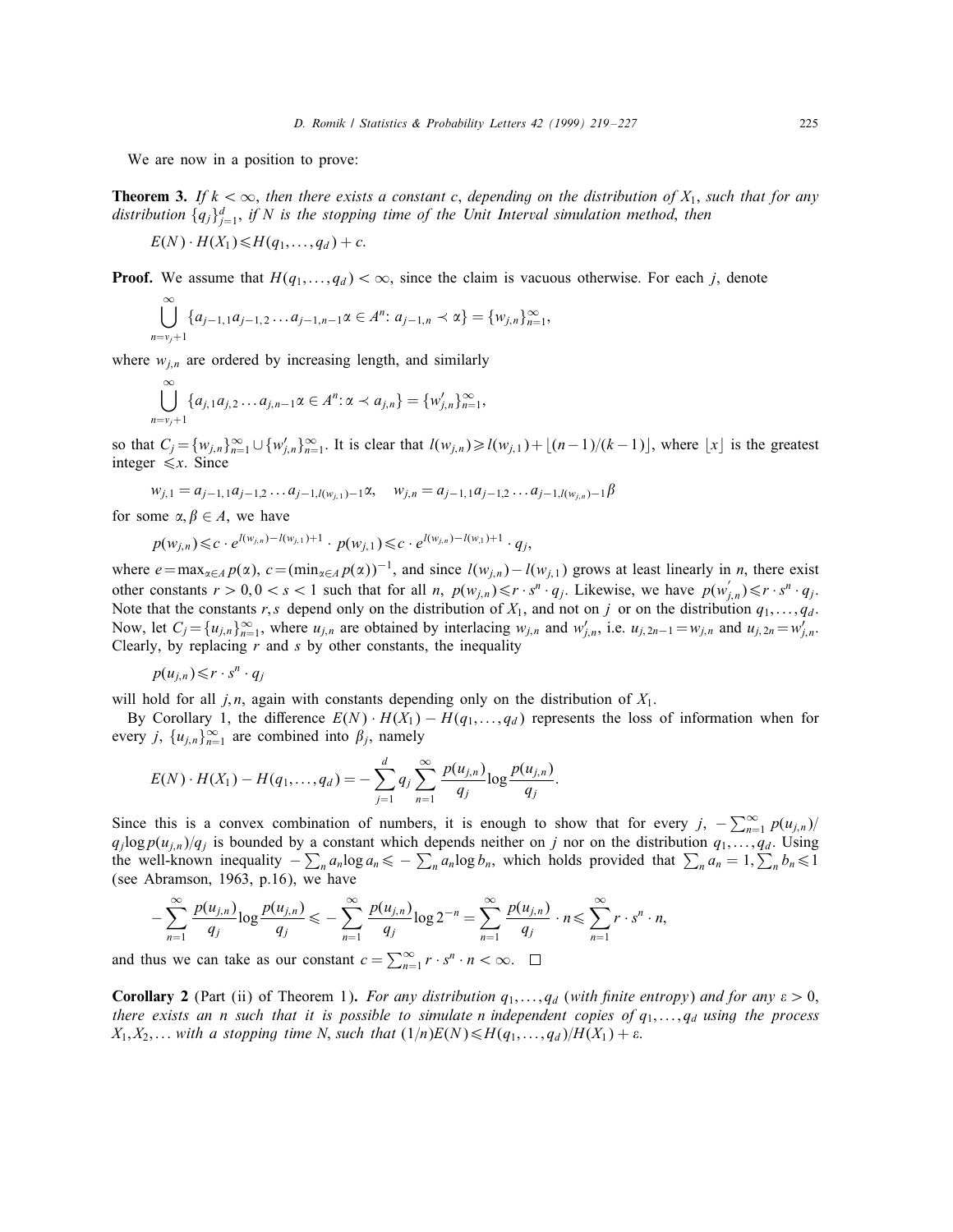We are now in a position to prove:

**Theorem 3.** *If $k < \infty$, then there exists a constant $c$, depending on the distribution of $X_1$, such that for any distribution $\{q_j\}_{j=1}^d$, if $N$ is the stopping time of the Unit Interval simulation method, then*

$$E(N) \cdot H(X_1) \leqslant H(q_1,\dots,q_d) + c.$$

**Proof.** We assume that $H(q_1,\dots,q_d) < \infty$, since the claim is vacuous otherwise. For each $j$, denote

$$\bigcup_{n=v_j+1}^{\infty} \{a_{j-1,1}a_{j-1,2}\dots a_{j-1,n-1}\alpha \in A^n \colon a_{j-1,n} \prec \alpha\} = \{w_{j,n}\}_{n=1}^{\infty},$$

where $w_{j,n}$ are ordered by increasing length, and similarly

$$\bigcup_{n=v_j+1}^{\infty} \{a_{j,1}a_{j,2}\dots a_{j,n-1}\alpha \in A^n \colon \alpha \prec a_{j,n}\} = \{w'_{j,n}\}_{n=1}^{\infty},$$

so that $C_j = \{w_{j,n}\}_{n=1}^{\infty} \cup \{w'_{j,n}\}_{n=1}^{\infty}$. It is clear that $l(w_{j,n}) \geqslant l(w_{j,1}) + \lfloor (n-1)/(k-1) \rfloor$, where $\lfloor x \rfloor$ is the greatest integer $\leqslant x$. Since

$$w_{j,1} = a_{j-1,1}a_{j-1,2}\dots a_{j-1,l(w_{j,1})-1}\alpha, \quad w_{j,n} = a_{j-1,1}a_{j-1,2}\dots a_{j-1,l(w_{j,n})-1}\beta$$

for some $\alpha, \beta \in A$, we have

$$p(w_{j,n}) \leqslant c \cdot e^{l(w_{j,n})-l(w_{j,1})+1} \cdot p(w_{j,1}) \leqslant c \cdot e^{l(w_{j,n})-l(w_{,1})+1} \cdot q_j,$$

where $e = \max_{\alpha \in A} p(\alpha)$, $c = (\min_{\alpha \in A} p(\alpha))^{-1}$, and since $l(w_{j,n}) - l(w_{j,1})$ grows at least linearly in $n$, there exist other constants $r > 0, 0 < s < 1$ such that for all $n$, $p(w_{j,n}) \leqslant r \cdot s^n \cdot q_j$. Likewise, we have $p(w'_{j,n}) \leqslant r \cdot s^n \cdot q_j$. Note that the constants $r, s$ depend only on the distribution of $X_1$, and not on $j$ or on the distribution $q_1,\dots,q_d$. Now, let $C_j = \{u_{j,n}\}_{n=1}^{\infty}$, where $u_{j,n}$ are obtained by interlacing $w_{j,n}$ and $w'_{j,n}$, i.e. $u_{j,2n-1} = w_{j,n}$ and $u_{j,2n} = w'_{j,n}$. Clearly, by replacing $r$ and $s$ by other constants, the inequality

$$p(u_{j,n}) \leqslant r \cdot s^n \cdot q_j$$

will hold for all $j, n$, again with constants depending only on the distribution of $X_1$.

By Corollary 1, the difference $E(N) \cdot H(X_1) - H(q_1,\dots,q_d)$ represents the loss of information when for every $j$, $\{u_{j,n}\}_{n=1}^{\infty}$ are combined into $\beta_j$, namely

$$E(N) \cdot H(X_1) - H(q_1,\dots,q_d) = -\sum_{j=1}^{d} q_j \sum_{n=1}^{\infty} \frac{p(u_{j,n})}{q_j} \log \frac{p(u_{j,n})}{q_j}.$$

Since this is a convex combination of numbers, it is enough to show that for every $j$, $-\sum_{n=1}^{\infty} p(u_{j,n})/q_j \log p(u_{j,n})/q_j$ is bounded by a constant which depends neither on $j$ nor on the distribution $q_1,\dots,q_d$. Using the well-known inequality $-\sum_n a_n \log a_n \leqslant -\sum_n a_n \log b_n$, which holds provided that $\sum_n a_n = 1, \sum_n b_n \leqslant 1$ (see Abramson, 1963, p.16), we have

$$-\sum_{n=1}^{\infty} \frac{p(u_{j,n})}{q_j} \log \frac{p(u_{j,n})}{q_j} \leqslant -\sum_{n=1}^{\infty} \frac{p(u_{j,n})}{q_j} \log 2^{-n} = \sum_{n=1}^{\infty} \frac{p(u_{j,n})}{q_j} \cdot n \leqslant \sum_{n=1}^{\infty} r \cdot s^n \cdot n,$$

and thus we can take as our constant $c = \sum_{n=1}^{\infty} r \cdot s^n \cdot n < \infty$. $\square$

**Corollary 2** (Part (ii) of Theorem 1). *For any distribution $q_1,\dots,q_d$ (with finite entropy) and for any $\varepsilon > 0$, there exists an $n$ such that it is possible to simulate $n$ independent copies of $q_1,\dots,q_d$ using the process $X_1, X_2,\dots$ with a stopping time $N$, such that $(1/n)E(N) \leqslant H(q_1,\dots,q_d)/H(X_1) + \varepsilon$.*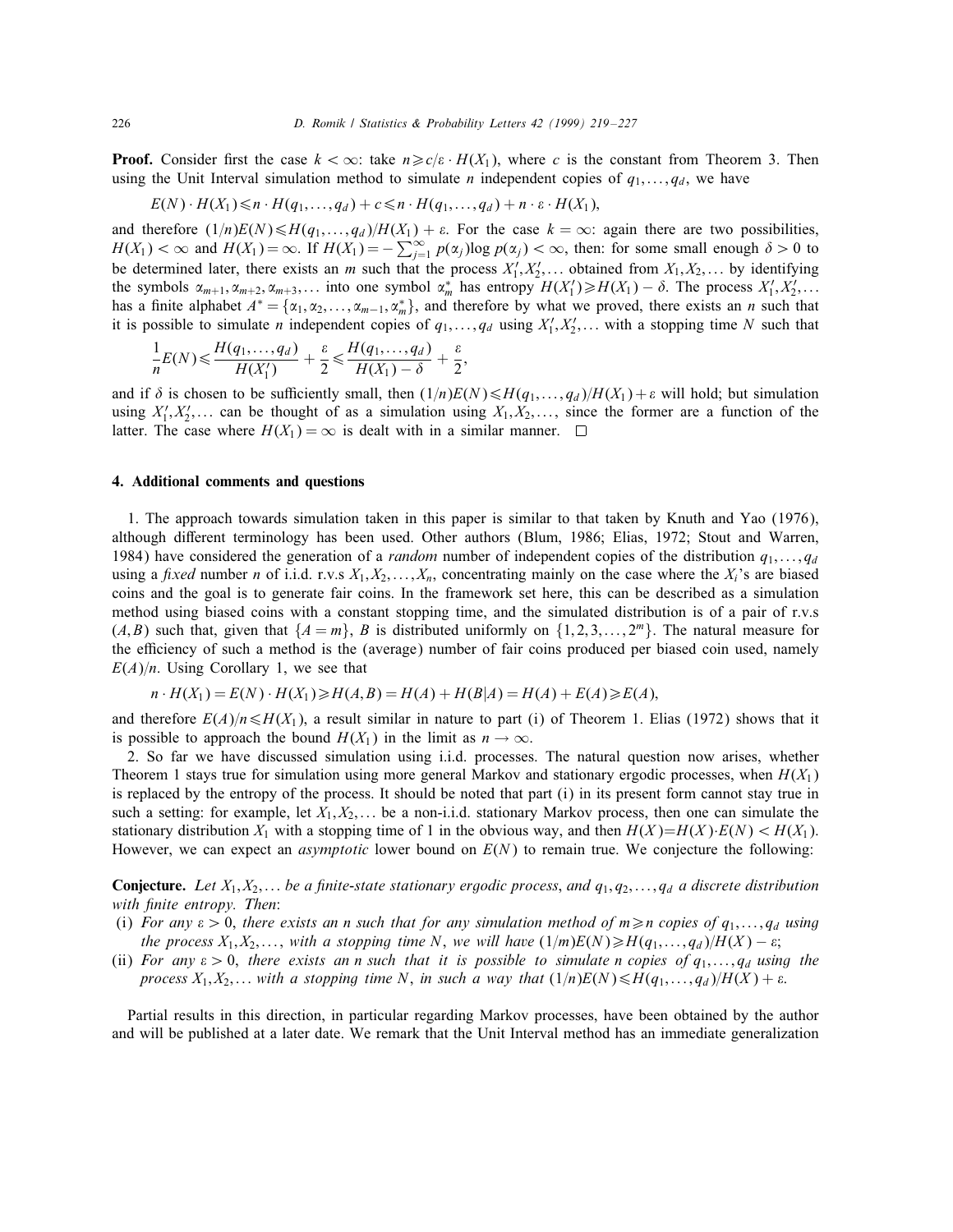**Proof.** Consider first the case $k < \infty$: take $n \geqslant c/\varepsilon \cdot H(X_1)$, where $c$ is the constant from Theorem 3. Then using the Unit Interval simulation method to simulate $n$ independent copies of $q_1, \ldots, q_d$, we have

$$E(N) \cdot H(X_1) \leqslant n \cdot H(q_1, \ldots, q_d) + c \leqslant n \cdot H(q_1, \ldots, q_d) + n \cdot \varepsilon \cdot H(X_1),$$

and therefore $(1/n)E(N) \leqslant H(q_1, \ldots, q_d)/H(X_1) + \varepsilon$. For the case $k = \infty$: again there are two possibilities, $H(X_1) < \infty$ and $H(X_1) = \infty$. If $H(X_1) = -\sum_{j=1}^{\infty} p(\alpha_j) \log p(\alpha_j) < \infty$, then: for some small enough $\delta > 0$ to be determined later, there exists an $m$ such that the process $X_1', X_2', \ldots$ obtained from $X_1, X_2, \ldots$ by identifying the symbols $\alpha_{m+1}, \alpha_{m+2}, \alpha_{m+3}, \ldots$ into one symbol $\alpha_m^*$ has entropy $H(X_1') \geqslant H(X_1) - \delta$. The process $X_1', X_2', \ldots$ has a finite alphabet $A^* = \{\alpha_1, \alpha_2, \ldots, \alpha_{m-1}, \alpha_m^*\}$, and therefore by what we proved, there exists an $n$ such that it is possible to simulate $n$ independent copies of $q_1, \ldots, q_d$ using $X_1', X_2', \ldots$ with a stopping time $N$ such that

$$\frac{1}{n}E(N) \leqslant \frac{H(q_1, \ldots, q_d)}{H(X_1')} + \frac{\varepsilon}{2} \leqslant \frac{H(q_1, \ldots, q_d)}{H(X_1) - \delta} + \frac{\varepsilon}{2},$$

and if $\delta$ is chosen to be sufficiently small, then $(1/n)E(N) \leqslant H(q_1, \ldots, q_d)/H(X_1) + \varepsilon$ will hold; but simulation using $X_1', X_2', \ldots$ can be thought of as a simulation using $X_1, X_2, \ldots$, since the former are a function of the latter. The case where $H(X_1) = \infty$ is dealt with in a similar manner. $\square$

## 4. Additional comments and questions

1. The approach towards simulation taken in this paper is similar to that taken by Knuth and Yao (1976), although different terminology has been used. Other authors (Blum, 1986; Elias, 1972; Stout and Warren, 1984) have considered the generation of a *random* number of independent copies of the distribution $q_1, \ldots, q_d$ using a *fixed* number $n$ of i.i.d. r.v.s $X_1, X_2, \ldots, X_n$, concentrating mainly on the case where the $X_i$'s are biased coins and the goal is to generate fair coins. In the framework set here, this can be described as a simulation method using biased coins with a constant stopping time, and the simulated distribution is of a pair of r.v.s $(A, B)$ such that, given that $\{A = m\}$, $B$ is distributed uniformly on $\{1, 2, 3, \ldots, 2^m\}$. The natural measure for the efficiency of such a method is the (average) number of fair coins produced per biased coin used, namely $E(A)/n$. Using Corollary 1, we see that

$$n \cdot H(X_1) = E(N) \cdot H(X_1) \geqslant H(A, B) = H(A) + H(B|A) = H(A) + E(A) \geqslant E(A),$$

and therefore $E(A)/n \leqslant H(X_1)$, a result similar in nature to part (i) of Theorem 1. Elias (1972) shows that it is possible to approach the bound $H(X_1)$ in the limit as $n \to \infty$.

2. So far we have discussed simulation using i.i.d. processes. The natural question now arises, whether Theorem 1 stays true for simulation using more general Markov and stationary ergodic processes, when $H(X_1)$ is replaced by the entropy of the process. It should be noted that part (i) in its present form cannot stay true in such a setting: for example, let $X_1, X_2, \ldots$ be a non-i.i.d. stationary Markov process, then one can simulate the stationary distribution $X_1$ with a stopping time of 1 in the obvious way, and then $H(X) = H(X) \cdot E(N) < H(X_1)$. However, we can expect an *asymptotic* lower bound on $E(N)$ to remain true. We conjecture the following:

**Conjecture.** *Let $X_1, X_2, \ldots$ be a finite-state stationary ergodic process, and $q_1, q_2, \ldots, q_d$ a discrete distribution with finite entropy. Then*:

(i) *For any $\varepsilon > 0$, there exists an $n$ such that for any simulation method of $m \geqslant n$ copies of $q_1, \ldots, q_d$ using the process $X_1, X_2, \ldots$, with a stopping time $N$, we will have $(1/m)E(N) \geqslant H(q_1, \ldots, q_d)/H(X) - \varepsilon$;*

(ii) *For any $\varepsilon > 0$, there exists an $n$ such that it is possible to simulate $n$ copies of $q_1, \ldots, q_d$ using the process $X_1, X_2, \ldots$ with a stopping time $N$, in such a way that $(1/n)E(N) \leqslant H(q_1, \ldots, q_d)/H(X) + \varepsilon$.*

Partial results in this direction, in particular regarding Markov processes, have been obtained by the author and will be published at a later date. We remark that the Unit Interval method has an immediate generalization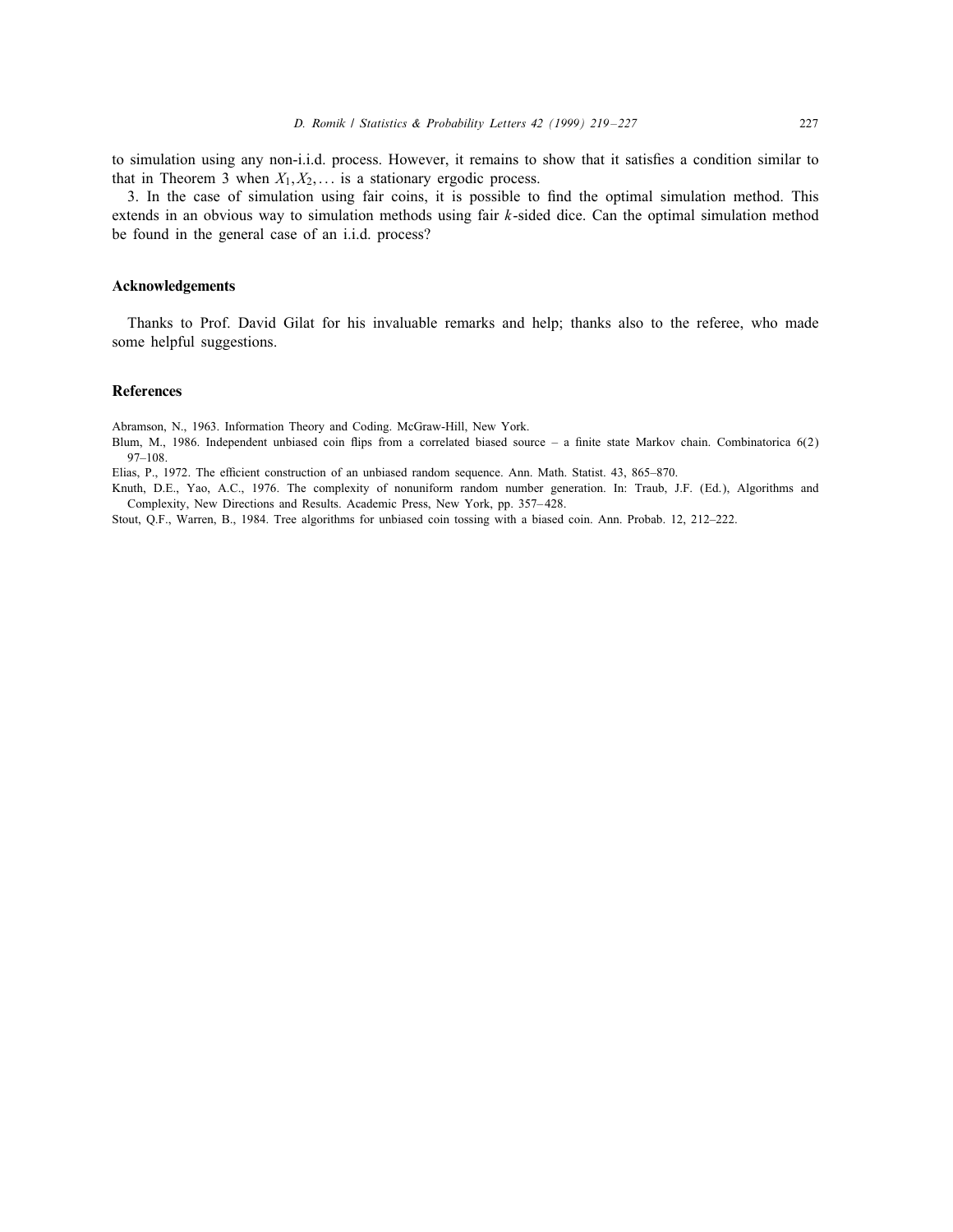to simulation using any non-i.i.d. process. However, it remains to show that it satisfies a condition similar to that in Theorem 3 when $X_1, X_2, \ldots$ is a stationary ergodic process.

3. In the case of simulation using fair coins, it is possible to find the optimal simulation method. This extends in an obvious way to simulation methods using fair $k$-sided dice. Can the optimal simulation method be found in the general case of an i.i.d. process?

## Acknowledgements

Thanks to Prof. David Gilat for his invaluable remarks and help; thanks also to the referee, who made some helpful suggestions.

## References

Abramson, N., 1963. Information Theory and Coding. McGraw-Hill, New York.

Blum, M., 1986. Independent unbiased coin flips from a correlated biased source – a finite state Markov chain. Combinatorica 6(2) 97–108.

Elias, P., 1972. The efficient construction of an unbiased random sequence. Ann. Math. Statist. 43, 865–870.

Knuth, D.E., Yao, A.C., 1976. The complexity of nonuniform random number generation. In: Traub, J.F. (Ed.), Algorithms and Complexity, New Directions and Results. Academic Press, New York, pp. 357–428.

Stout, Q.F., Warren, B., 1984. Tree algorithms for unbiased coin tossing with a biased coin. Ann. Probab. 12, 212–222.